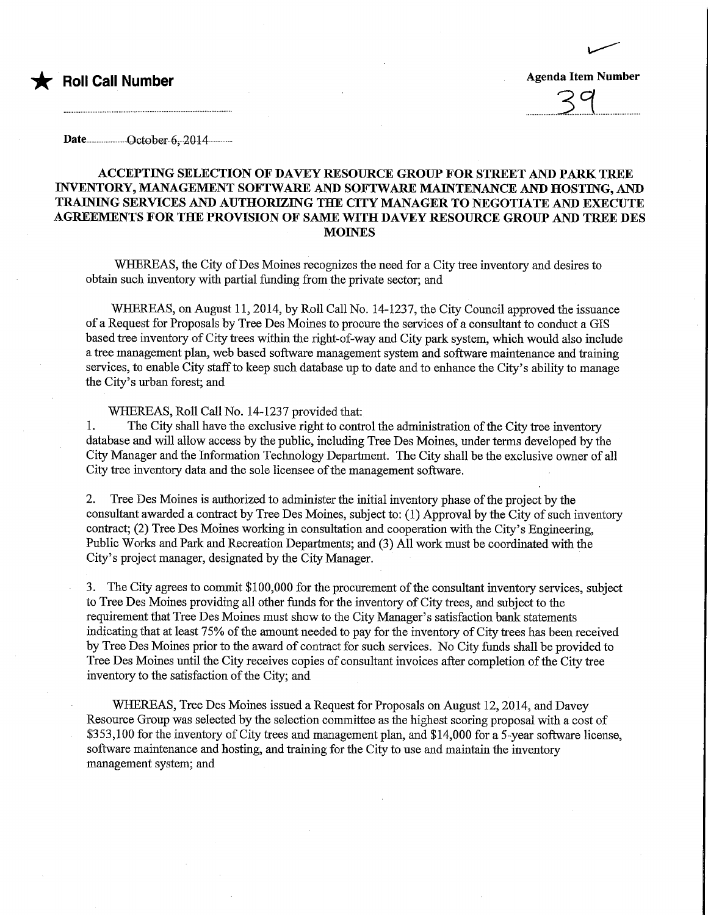★ **Roll Call Number**

**Agenda Item Number**

39

Date October 6, 2014

**ACCEPTING SELECTION OF DAVEY RESOURCE GROUP FOR STREET AND PARK TREE INVENTORY, MANAGEMENT SOFTWARE AND SOFTWARE MAINTENANCE AND HOSTING, AND TRAINING SERVICES AND AUTHORIZING THE CITY MANAGER TO NEGOTIATE AND EXECUTE AGREEMENTS FOR THE PROVISION OF SAME WITH DAVEY RESOURCE GROUP AND TREE DES MOINES**

WHEREAS, the City of Des Moines recognizes the need for a City tree inventory and desires to obtain such inventory with partial funding from the private sector; and

WHEREAS, on August 11, 2014, by Roll Call No. 14-1237, the City Council approved the issuance of a Request for Proposals by Tree Des Moines to procure the services of a consultant to conduct a GIS based tree inventory of City trees within the right-of-way and City park system, which would also include a tree management plan, web based software management system and software maintenance and training services, to enable City staff to keep such database up to date and to enhance the City's ability to manage the City's urban forest; and

WHEREAS, Roll Call No. 14-1237 provided that:

1. The City shall have the exclusive right to control the administration of the City tree inventory database and will allow access by the public, including Tree Des Moines, under terms developed by the City Manager and the Information Technology Department. The City shall be the exclusive owner of all City tree inventory data and the sole licensee of the management software.

2. Tree Des Moines is authorized to administer the initial inventory phase of the project by the consultant awarded a contract by Tree Des Moines, subject to: (1) Approval by the City of such inventory contract; (2) Tree Des Moines working in consultation and cooperation with the City's Engineering, Public Works and Park and Recreation Departments; and (3) All work must be coordinated with the City's project manager, designated by the City Manager.

3. The City agrees to commit $100,000 for the procurement of the consultant inventory services, subject to Tree Des Moines providing all other funds for the inventory of City trees, and subject to the requirement that Tree Des Moines must show to the City Manager's satisfaction bank statements indicating that at least 75% of the amount needed to pay for the inventory of City trees has been received by Tree Des Moines prior to the award of contract for such services. No City funds shall be provided to Tree Des Moines until the City receives copies of consultant invoices after completion of the City tree inventory to the satisfaction of the City; and

WHEREAS, Tree Des Moines issued a Request for Proposals on August 12, 2014, and Davey Resource Group was selected by the selection committee as the highest scoring proposal with a cost of $353,100 for the inventory of City trees and management plan, and $14,000 for a 5-year software license, software maintenance and hosting, and training for the City to use and maintain the inventory management system; and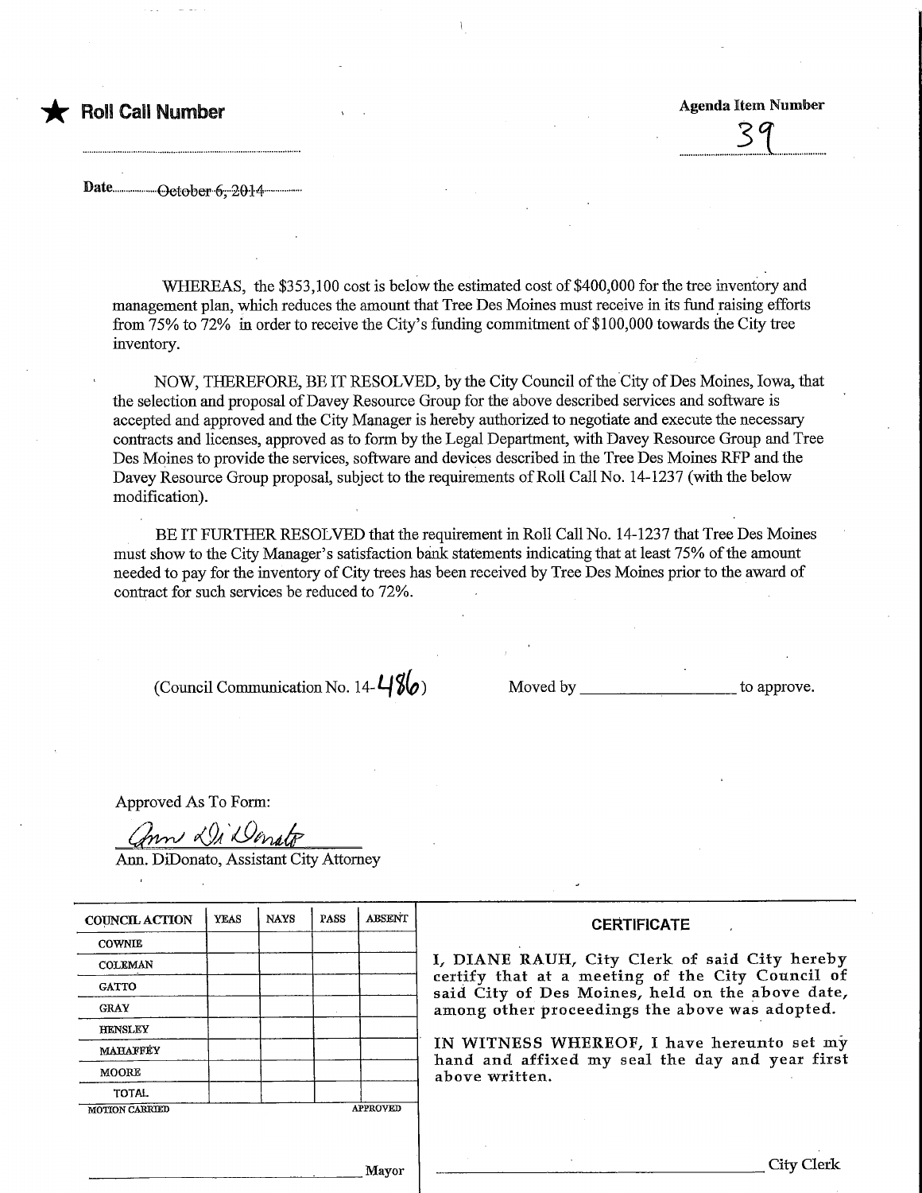★ **Roll Call Number**

**Agenda Item Number**

39

Date October 6, 2014

WHEREAS, the $353,100 cost is below the estimated cost of $400,000 for the tree inventory and management plan, which reduces the amount that Tree Des Moines must receive in its fund raising efforts from 75% to 72% in order to receive the City's funding commitment of $100,000 towards the City tree inventory.

NOW, THEREFORE, BE IT RESOLVED, by the City Council of the City of Des Moines, Iowa, that the selection and proposal of Davey Resource Group for the above described services and software is accepted and approved and the City Manager is hereby authorized to negotiate and execute the necessary contracts and licenses, approved as to form by the Legal Department, with Davey Resource Group and Tree Des Moines to provide the services, software and devices described in the Tree Des Moines RFP and the Davey Resource Group proposal, subject to the requirements of Roll Call No. 14-1237 (with the below modification).

BE IT FURTHER RESOLVED that the requirement in Roll Call No. 14-1237 that Tree Des Moines must show to the City Manager's satisfaction bank statements indicating that at least 75% of the amount needed to pay for the inventory of City trees has been received by Tree Des Moines prior to the award of contract for such services be reduced to 72%.

(Council Communication No. 14-486)

Moved by __________________ to approve.

Approved As To Form:

Ann DiDonato

Ann. DiDonato, Assistant City Attorney

| COUNCIL ACTION | YEAS | NAYS | PASS | ABSENT |
|---|---|---|---|---|
| COWNIE | | | | |
| COLEMAN | | | | |
| GATTO | | | | |
| GRAY | | | | |
| HENSLEY | | | | |
| MAHAFFEY | | | | |
| MOORE | | | | |
| TOTAL | | | | |
| MOTION CARRIED | | | | APPROVED |

__________________ Mayor

**CERTIFICATE**

I, DIANE RAUH, City Clerk of said City hereby certify that at a meeting of the City Council of said City of Des Moines, held on the above date, among other proceedings the above was adopted.

IN WITNESS WHEREOF, I have hereunto set my hand and affixed my seal the day and year first above written.

__________________ City Clerk